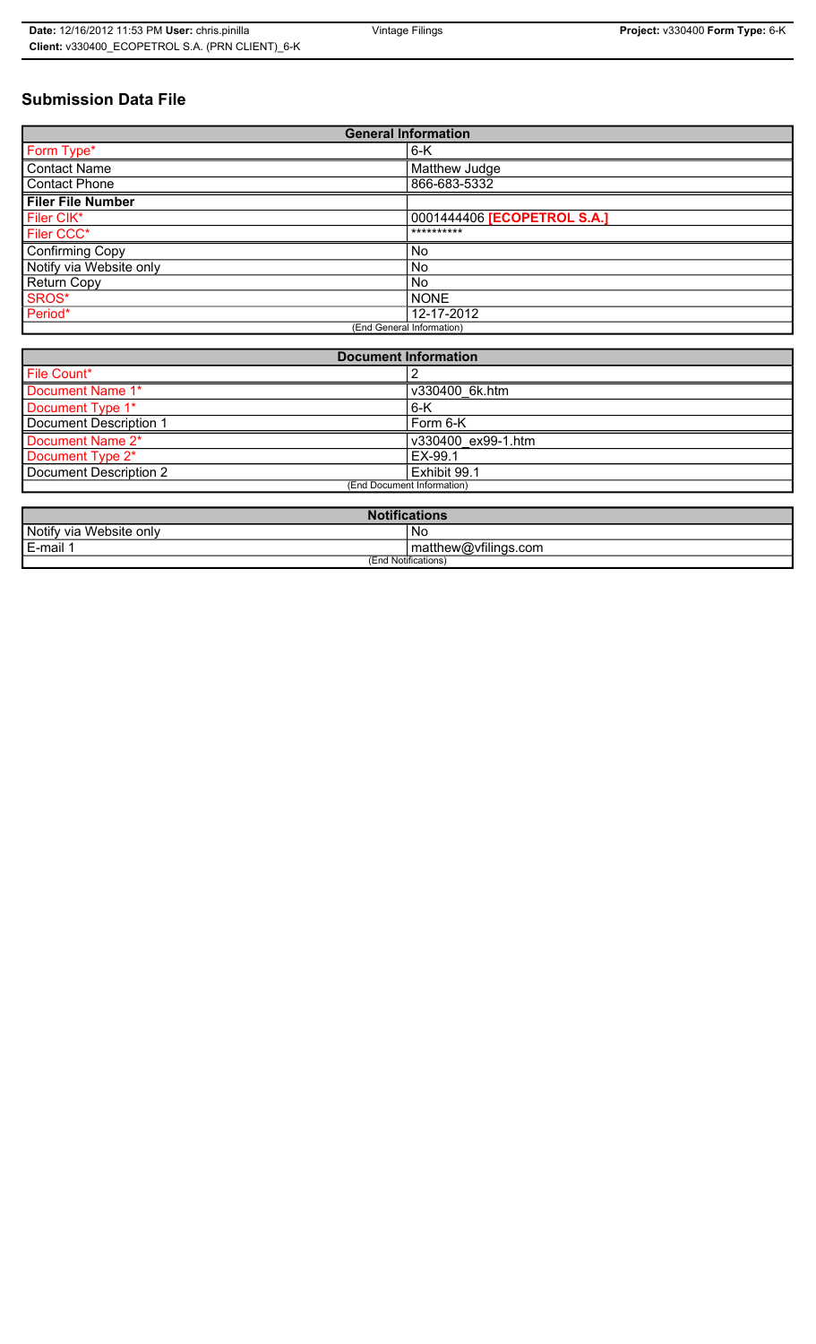**Date:** 12/16/2012 11:53 PM **User:** chris.pinilla | Vintage Filings | **Project:** v330400 **Form Type:** 6-K
**Client:** v330400_ECOPETROL S.A. (PRN CLIENT)_6-K

## Submission Data File

| General Information | |
|---|---|
| Form Type* | 6-K |
| Contact Name | Matthew Judge |
| Contact Phone | 866-683-5332 |
| **Filer File Number** | |
| Filer CIK* | 0001444406 **[ECOPETROL S.A.]** |
| Filer CCC* | ********** |
| Confirming Copy | No |
| Notify via Website only | No |
| Return Copy | No |
| SROS* | NONE |
| Period* | 12-17-2012 |
| (End General Information) | |

| Document Information | |
|---|---|
| File Count* | 2 |
| Document Name 1* | v330400_6k.htm |
| Document Type 1* | 6-K |
| Document Description 1 | Form 6-K |
| Document Name 2* | v330400_ex99-1.htm |
| Document Type 2* | EX-99.1 |
| Document Description 2 | Exhibit 99.1 |
| (End Document Information) | |

| Notifications | |
|---|---|
| Notify via Website only | No |
| E-mail 1 | matthew@vfilings.com |
| (End Notifications) | |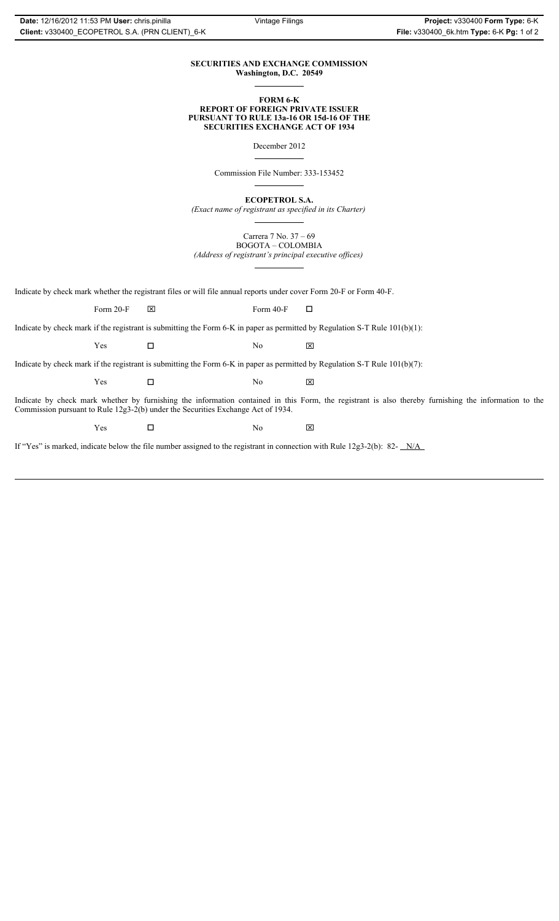**SECURITIES AND EXCHANGE COMMISSION**
**Washington, D.C. 20549**

---

**FORM 6-K**
**REPORT OF FOREIGN PRIVATE ISSUER**
**PURSUANT TO RULE 13a-16 OR 15d-16 OF THE**
**SECURITIES EXCHANGE ACT OF 1934**

December 2012

---

Commission File Number: 333-153452

---

**ECOPETROL S.A.**

*(Exact name of registrant as specified in its Charter)*

---

Carrera 7 No. 37 – 69
BOGOTA – COLOMBIA
*(Address of registrant's principal executive offices)*

---

Indicate by check mark whether the registrant files or will file annual reports under cover Form 20-F or Form 40-F.

Form 20-F ☒ Form 40-F ☐

Indicate by check mark if the registrant is submitting the Form 6-K in paper as permitted by Regulation S-T Rule 101(b)(1):

Yes ☐ No ☒

Indicate by check mark if the registrant is submitting the Form 6-K in paper as permitted by Regulation S-T Rule 101(b)(7):

Yes ☐ No ☒

Indicate by check mark whether by furnishing the information contained in this Form, the registrant is also thereby furnishing the information to the Commission pursuant to Rule 12g3-2(b) under the Securities Exchange Act of 1934.

Yes ☐ No ☒

If "Yes" is marked, indicate below the file number assigned to the registrant in connection with Rule 12g3-2(b): 82- N/A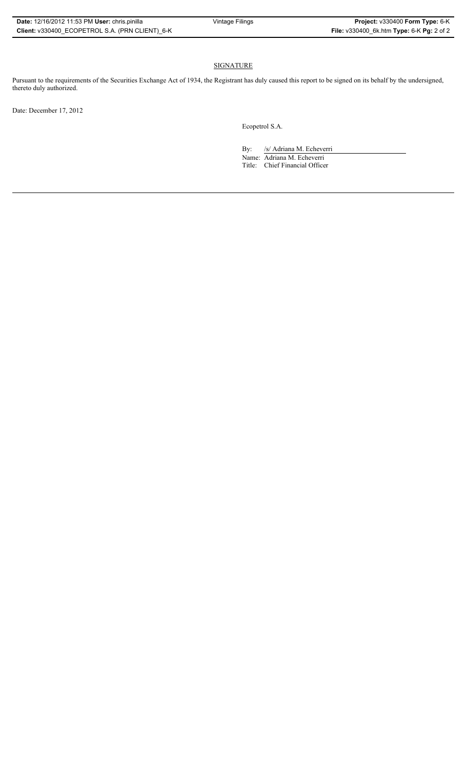## SIGNATURE

Pursuant to the requirements of the Securities Exchange Act of 1934, the Registrant has duly caused this report to be signed on its behalf by the undersigned, thereto duly authorized.

Date: December 17, 2012

Ecopetrol S.A.

By: /s/ Adriana M. Echeverri

Name: Adriana M. Echeverri

Title: Chief Financial Officer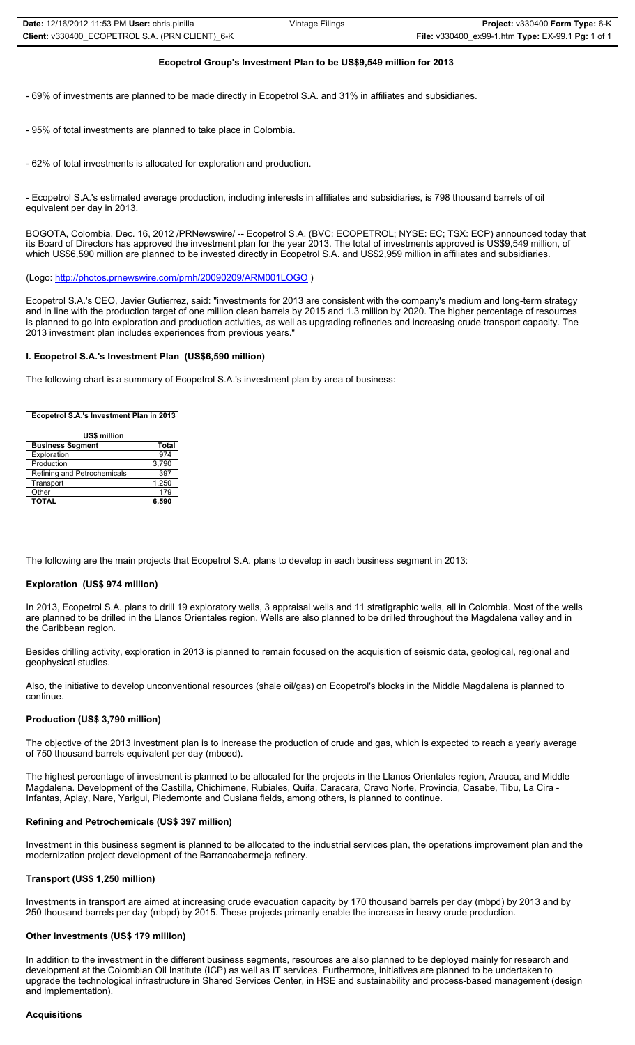**Ecopetrol Group's Investment Plan to be US$9,549 million for 2013**

- 69% of investments are planned to be made directly in Ecopetrol S.A. and 31% in affiliates and subsidiaries.

- 95% of total investments are planned to take place in Colombia.

- 62% of total investments is allocated for exploration and production.

- Ecopetrol S.A.'s estimated average production, including interests in affiliates and subsidiaries, is 798 thousand barrels of oil equivalent per day in 2013.

BOGOTA, Colombia, Dec. 16, 2012 /PRNewswire/ -- Ecopetrol S.A. (BVC: ECOPETROL; NYSE: EC; TSX: ECP) announced today that its Board of Directors has approved the investment plan for the year 2013. The total of investments approved is US$9,549 million, of which US$6,590 million are planned to be invested directly in Ecopetrol S.A. and US$2,959 million in affiliates and subsidiaries.

(Logo: http://photos.prnewswire.com/prnh/20090209/ARM001LOGO )

Ecopetrol S.A.'s CEO, Javier Gutierrez, said: "investments for 2013 are consistent with the company's medium and long-term strategy and in line with the production target of one million clean barrels by 2015 and 1.3 million by 2020. The higher percentage of resources is planned to go into exploration and production activities, as well as upgrading refineries and increasing crude transport capacity. The 2013 investment plan includes experiences from previous years."

**I. Ecopetrol S.A.'s Investment Plan (US$6,590 million)**

The following chart is a summary of Ecopetrol S.A.'s investment plan by area of business:

| Ecopetrol S.A.'s Investment Plan in 2013<br>US$ million | |
|---|---|
| **Business Segment** | **Total** |
| Exploration | 974 |
| Production | 3,790 |
| Refining and Petrochemicals | 397 |
| Transport | 1,250 |
| Other | 179 |
| **TOTAL** | **6,590** |

The following are the main projects that Ecopetrol S.A. plans to develop in each business segment in 2013:

**Exploration (US$ 974 million)**

In 2013, Ecopetrol S.A. plans to drill 19 exploratory wells, 3 appraisal wells and 11 stratigraphic wells, all in Colombia. Most of the wells are planned to be drilled in the Llanos Orientales region. Wells are also planned to be drilled throughout the Magdalena valley and in the Caribbean region.

Besides drilling activity, exploration in 2013 is planned to remain focused on the acquisition of seismic data, geological, regional and geophysical studies.

Also, the initiative to develop unconventional resources (shale oil/gas) on Ecopetrol's blocks in the Middle Magdalena is planned to continue.

**Production (US$ 3,790 million)**

The objective of the 2013 investment plan is to increase the production of crude and gas, which is expected to reach a yearly average of 750 thousand barrels equivalent per day (mboed).

The highest percentage of investment is planned to be allocated for the projects in the Llanos Orientales region, Arauca, and Middle Magdalena. Development of the Castilla, Chichimene, Rubiales, Quifa, Caracara, Cravo Norte, Provincia, Casabe, Tibu, La Cira - Infantas, Apiay, Nare, Yarigui, Piedemonte and Cusiana fields, among others, is planned to continue.

**Refining and Petrochemicals (US$ 397 million)**

Investment in this business segment is planned to be allocated to the industrial services plan, the operations improvement plan and the modernization project development of the Barrancabermeja refinery.

**Transport (US$ 1,250 million)**

Investments in transport are aimed at increasing crude evacuation capacity by 170 thousand barrels per day (mbpd) by 2013 and by 250 thousand barrels per day (mbpd) by 2015. These projects primarily enable the increase in heavy crude production.

**Other investments (US$ 179 million)**

In addition to the investment in the different business segments, resources are also planned to be deployed mainly for research and development at the Colombian Oil Institute (ICP) as well as IT services. Furthermore, initiatives are planned to be undertaken to upgrade the technological infrastructure in Shared Services Center, in HSE and sustainability and process-based management (design and implementation).

**Acquisitions**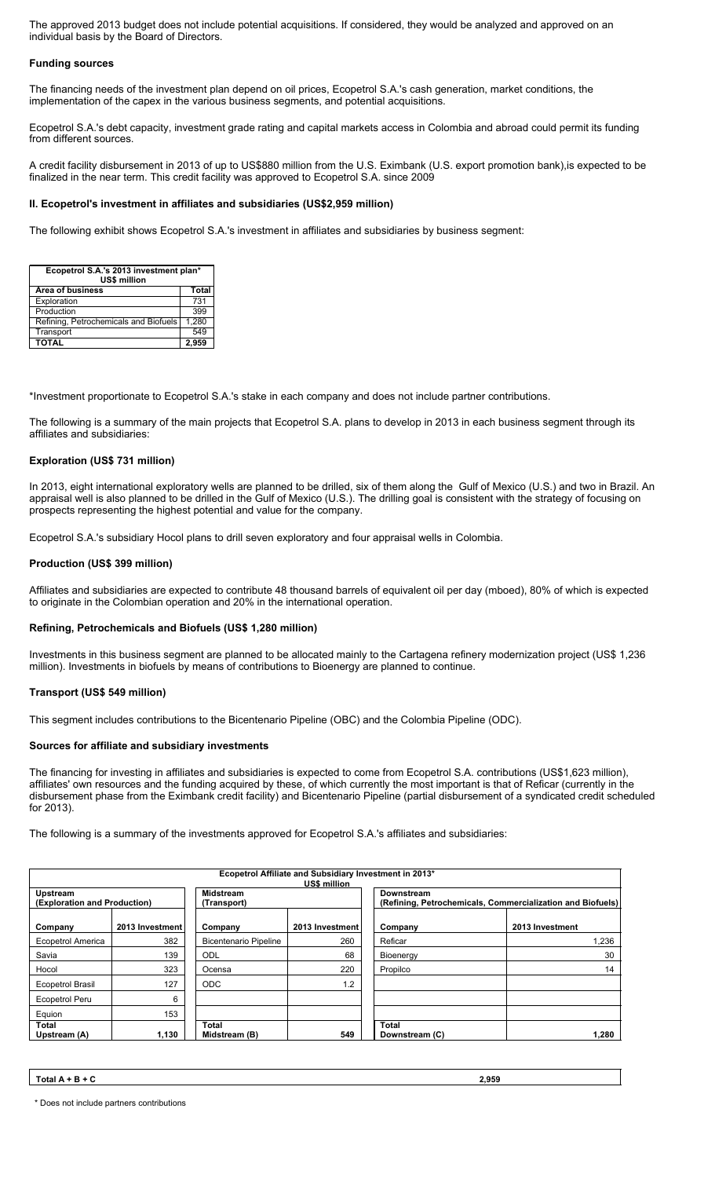The approved 2013 budget does not include potential acquisitions. If considered, they would be analyzed and approved on an individual basis by the Board of Directors.

**Funding sources**

The financing needs of the investment plan depend on oil prices, Ecopetrol S.A.'s cash generation, market conditions, the implementation of the capex in the various business segments, and potential acquisitions.

Ecopetrol S.A.'s debt capacity, investment grade rating and capital markets access in Colombia and abroad could permit its funding from different sources.

A credit facility disbursement in 2013 of up to US$880 million from the U.S. Eximbank (U.S. export promotion bank),is expected to be finalized in the near term. This credit facility was approved to Ecopetrol S.A. since 2009

**II. Ecopetrol's investment in affiliates and subsidiaries (US$2,959 million)**

The following exhibit shows Ecopetrol S.A.'s investment in affiliates and subsidiaries by business segment:

| Ecopetrol S.A.'s 2013 investment plan* US$ million | |
|---|---|
| **Area of business** | **Total** |
| Exploration | 731 |
| Production | 399 |
| Refining, Petrochemicals and Biofuels | 1,280 |
| Transport | 549 |
| **TOTAL** | **2,959** |

*Investment proportionate to Ecopetrol S.A.'s stake in each company and does not include partner contributions.

The following is a summary of the main projects that Ecopetrol S.A. plans to develop in 2013 in each business segment through its affiliates and subsidiaries:

**Exploration (US$ 731 million)**

In 2013, eight international exploratory wells are planned to be drilled, six of them along the Gulf of Mexico (U.S.) and two in Brazil. An appraisal well is also planned to be drilled in the Gulf of Mexico (U.S.). The drilling goal is consistent with the strategy of focusing on prospects representing the highest potential and value for the company.

Ecopetrol S.A.'s subsidiary Hocol plans to drill seven exploratory and four appraisal wells in Colombia.

**Production (US$ 399 million)**

Affiliates and subsidiaries are expected to contribute 48 thousand barrels of equivalent oil per day (mboed), 80% of which is expected to originate in the Colombian operation and 20% in the international operation.

**Refining, Petrochemicals and Biofuels (US$ 1,280 million)**

Investments in this business segment are planned to be allocated mainly to the Cartagena refinery modernization project (US$ 1,236 million). Investments in biofuels by means of contributions to Bioenergy are planned to continue.

**Transport (US$ 549 million)**

This segment includes contributions to the Bicentenario Pipeline (OBC) and the Colombia Pipeline (ODC).

**Sources for affiliate and subsidiary investments**

The financing for investing in affiliates and subsidiaries is expected to come from Ecopetrol S.A. contributions (US$1,623 million), affiliates' own resources and the funding acquired by these, of which currently the most important is that of Reficar (currently in the disbursement phase from the Eximbank credit facility) and Bicentenario Pipeline (partial disbursement of a syndicated credit scheduled for 2013).

The following is a summary of the investments approved for Ecopetrol S.A.'s affiliates and subsidiaries:

| Ecopetrol Affiliate and Subsidiary Investment in 2013* US$ million | | | | | |
|---|---|---|---|---|---|
| **Upstream (Exploration and Production)** | | **Midstream (Transport)** | | **Downstream (Refining, Petrochemicals, Commercialization and Biofuels)** | |
| **Company** | **2013 Investment** | **Company** | **2013 Investment** | **Company** | **2013 Investment** |
| Ecopetrol America | 382 | Bicentenario Pipeline | 260 | Reficar | 1,236 |
| Savia | 139 | ODL | 68 | Bioenergy | 30 |
| Hocol | 323 | Ocensa | 220 | Propilco | 14 |
| Ecopetrol Brasil | 127 | ODC | 1.2 | | |
| Ecopetrol Peru | 6 | | | | |
| Equion | 153 | | | | |
| **Total Upstream (A)** | **1,130** | **Total Midstream (B)** | **549** | **Total Downstream (C)** | **1,280** |
| **Total A + B + C** | | | | **2,959** | |

\* Does not include partners contributions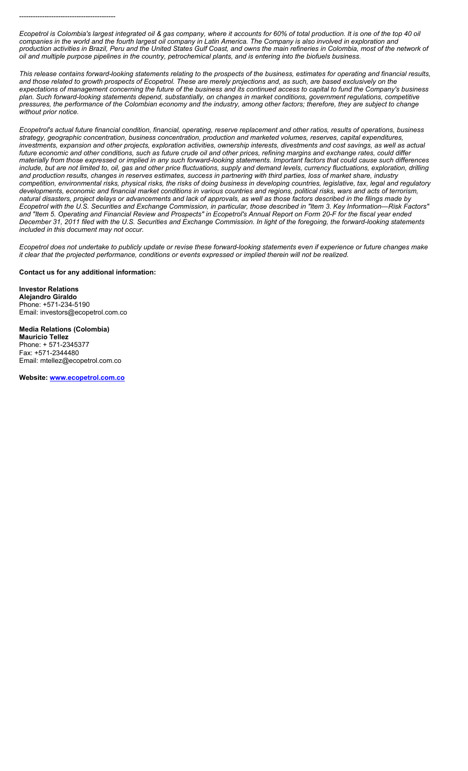-----------------------------------------

*Ecopetrol is Colombia's largest integrated oil & gas company, where it accounts for 60% of total production. It is one of the top 40 oil companies in the world and the fourth largest oil company in Latin America. The Company is also involved in exploration and production activities in Brazil, Peru and the United States Gulf Coast, and owns the main refineries in Colombia, most of the network of oil and multiple purpose pipelines in the country, petrochemical plants, and is entering into the biofuels business.*

*This release contains forward-looking statements relating to the prospects of the business, estimates for operating and financial results, and those related to growth prospects of Ecopetrol. These are merely projections and, as such, are based exclusively on the expectations of management concerning the future of the business and its continued access to capital to fund the Company's business plan. Such forward-looking statements depend, substantially, on changes in market conditions, government regulations, competitive pressures, the performance of the Colombian economy and the industry, among other factors; therefore, they are subject to change without prior notice.*

*Ecopetrol's actual future financial condition, financial, operating, reserve replacement and other ratios, results of operations, business strategy, geographic concentration, business concentration, production and marketed volumes, reserves, capital expenditures, investments, expansion and other projects, exploration activities, ownership interests, divestments and cost savings, as well as actual future economic and other conditions, such as future crude oil and other prices, refining margins and exchange rates, could differ materially from those expressed or implied in any such forward-looking statements. Important factors that could cause such differences include, but are not limited to, oil, gas and other price fluctuations, supply and demand levels, currency fluctuations, exploration, drilling and production results, changes in reserves estimates, success in partnering with third parties, loss of market share, industry competition, environmental risks, physical risks, the risks of doing business in developing countries, legislative, tax, legal and regulatory developments, economic and financial market conditions in various countries and regions, political risks, wars and acts of terrorism, natural disasters, project delays or advancements and lack of approvals, as well as those factors described in the filings made by Ecopetrol with the U.S. Securities and Exchange Commission, in particular, those described in "Item 3. Key Information—Risk Factors" and "Item 5. Operating and Financial Review and Prospects" in Ecopetrol's Annual Report on Form 20-F for the fiscal year ended December 31, 2011 filed with the U.S. Securities and Exchange Commission. In light of the foregoing, the forward-looking statements included in this document may not occur.*

*Ecopetrol does not undertake to publicly update or revise these forward-looking statements even if experience or future changes make it clear that the projected performance, conditions or events expressed or implied therein will not be realized.*

**Contact us for any additional information:**

**Investor Relations**
**Alejandro Giraldo**
Phone: +571-234-5190
Email: investors@ecopetrol.com.co

**Media Relations (Colombia)**
**Mauricio Tellez**
Phone: + 571-2345377
Fax: +571-2344480
Email: mtellez@ecopetrol.com.co

**Website: [www.ecopetrol.com.co](www.ecopetrol.com.co)**